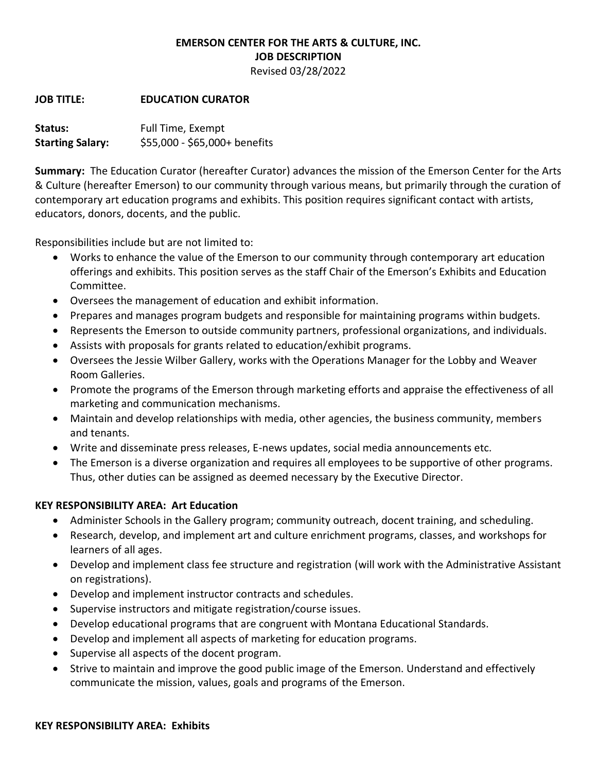**EMERSON CENTER FOR THE ARTS & CULTURE, INC.**
**JOB DESCRIPTION**
Revised 03/28/2022

**JOB TITLE:** **EDUCATION CURATOR**

**Status:** Full Time, Exempt
**Starting Salary:** $55,000 - $65,000+ benefits

**Summary:** The Education Curator (hereafter Curator) advances the mission of the Emerson Center for the Arts & Culture (hereafter Emerson) to our community through various means, but primarily through the curation of contemporary art education programs and exhibits. This position requires significant contact with artists, educators, donors, docents, and the public.

Responsibilities include but are not limited to:

- Works to enhance the value of the Emerson to our community through contemporary art education offerings and exhibits. This position serves as the staff Chair of the Emerson's Exhibits and Education Committee.
- Oversees the management of education and exhibit information.
- Prepares and manages program budgets and responsible for maintaining programs within budgets.
- Represents the Emerson to outside community partners, professional organizations, and individuals.
- Assists with proposals for grants related to education/exhibit programs.
- Oversees the Jessie Wilber Gallery, works with the Operations Manager for the Lobby and Weaver Room Galleries.
- Promote the programs of the Emerson through marketing efforts and appraise the effectiveness of all marketing and communication mechanisms.
- Maintain and develop relationships with media, other agencies, the business community, members and tenants.
- Write and disseminate press releases, E-news updates, social media announcements etc.
- The Emerson is a diverse organization and requires all employees to be supportive of other programs. Thus, other duties can be assigned as deemed necessary by the Executive Director.

**KEY RESPONSIBILITY AREA: Art Education**

- Administer Schools in the Gallery program; community outreach, docent training, and scheduling.
- Research, develop, and implement art and culture enrichment programs, classes, and workshops for learners of all ages.
- Develop and implement class fee structure and registration (will work with the Administrative Assistant on registrations).
- Develop and implement instructor contracts and schedules.
- Supervise instructors and mitigate registration/course issues.
- Develop educational programs that are congruent with Montana Educational Standards.
- Develop and implement all aspects of marketing for education programs.
- Supervise all aspects of the docent program.
- Strive to maintain and improve the good public image of the Emerson. Understand and effectively communicate the mission, values, goals and programs of the Emerson.

**KEY RESPONSIBILITY AREA: Exhibits**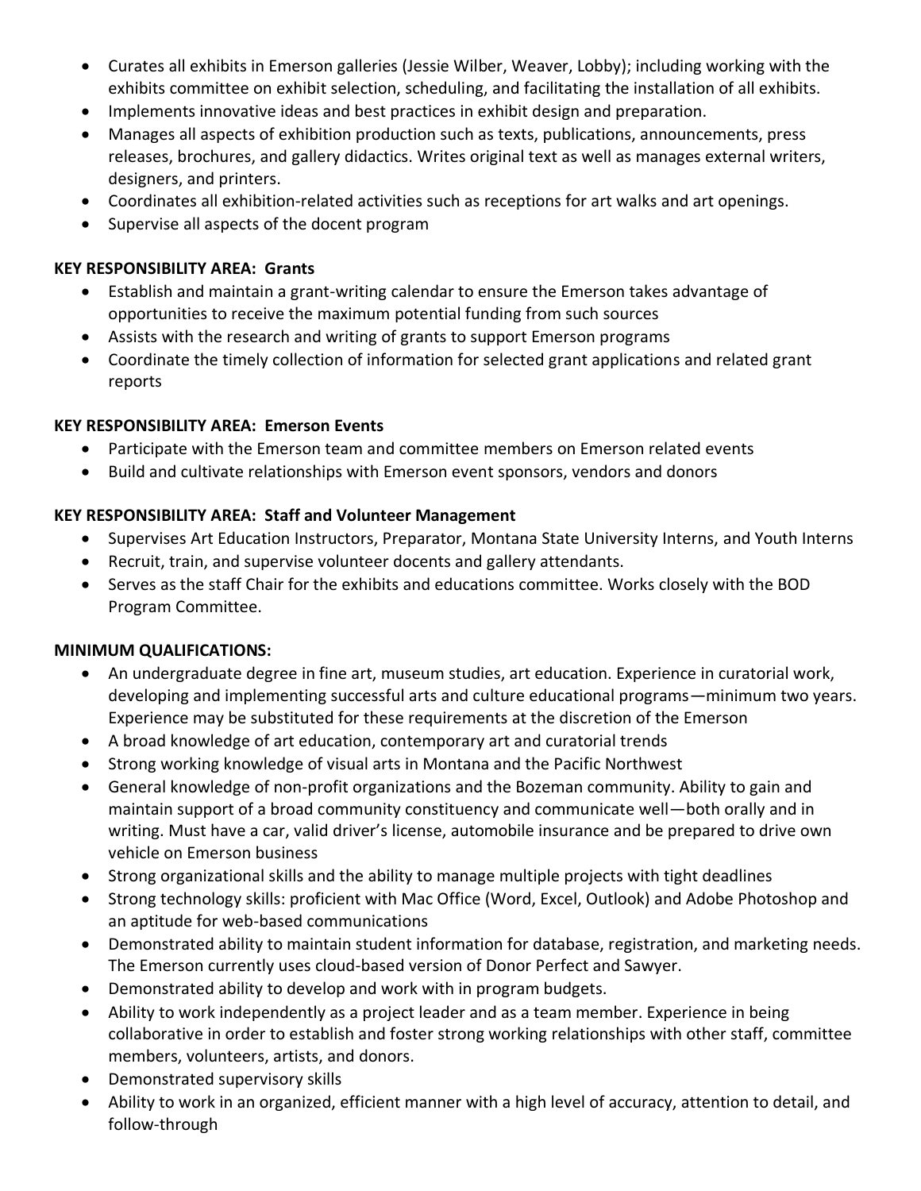- Curates all exhibits in Emerson galleries (Jessie Wilber, Weaver, Lobby); including working with the exhibits committee on exhibit selection, scheduling, and facilitating the installation of all exhibits.
- Implements innovative ideas and best practices in exhibit design and preparation.
- Manages all aspects of exhibition production such as texts, publications, announcements, press releases, brochures, and gallery didactics. Writes original text as well as manages external writers, designers, and printers.
- Coordinates all exhibition-related activities such as receptions for art walks and art openings.
- Supervise all aspects of the docent program

**KEY RESPONSIBILITY AREA: Grants**

- Establish and maintain a grant-writing calendar to ensure the Emerson takes advantage of opportunities to receive the maximum potential funding from such sources
- Assists with the research and writing of grants to support Emerson programs
- Coordinate the timely collection of information for selected grant applications and related grant reports

**KEY RESPONSIBILITY AREA: Emerson Events**

- Participate with the Emerson team and committee members on Emerson related events
- Build and cultivate relationships with Emerson event sponsors, vendors and donors

**KEY RESPONSIBILITY AREA: Staff and Volunteer Management**

- Supervises Art Education Instructors, Preparator, Montana State University Interns, and Youth Interns
- Recruit, train, and supervise volunteer docents and gallery attendants.
- Serves as the staff Chair for the exhibits and educations committee. Works closely with the BOD Program Committee.

**MINIMUM QUALIFICATIONS:**

- An undergraduate degree in fine art, museum studies, art education. Experience in curatorial work, developing and implementing successful arts and culture educational programs—minimum two years. Experience may be substituted for these requirements at the discretion of the Emerson
- A broad knowledge of art education, contemporary art and curatorial trends
- Strong working knowledge of visual arts in Montana and the Pacific Northwest
- General knowledge of non-profit organizations and the Bozeman community. Ability to gain and maintain support of a broad community constituency and communicate well—both orally and in writing. Must have a car, valid driver's license, automobile insurance and be prepared to drive own vehicle on Emerson business
- Strong organizational skills and the ability to manage multiple projects with tight deadlines
- Strong technology skills: proficient with Mac Office (Word, Excel, Outlook) and Adobe Photoshop and an aptitude for web-based communications
- Demonstrated ability to maintain student information for database, registration, and marketing needs. The Emerson currently uses cloud-based version of Donor Perfect and Sawyer.
- Demonstrated ability to develop and work with in program budgets.
- Ability to work independently as a project leader and as a team member. Experience in being collaborative in order to establish and foster strong working relationships with other staff, committee members, volunteers, artists, and donors.
- Demonstrated supervisory skills
- Ability to work in an organized, efficient manner with a high level of accuracy, attention to detail, and follow-through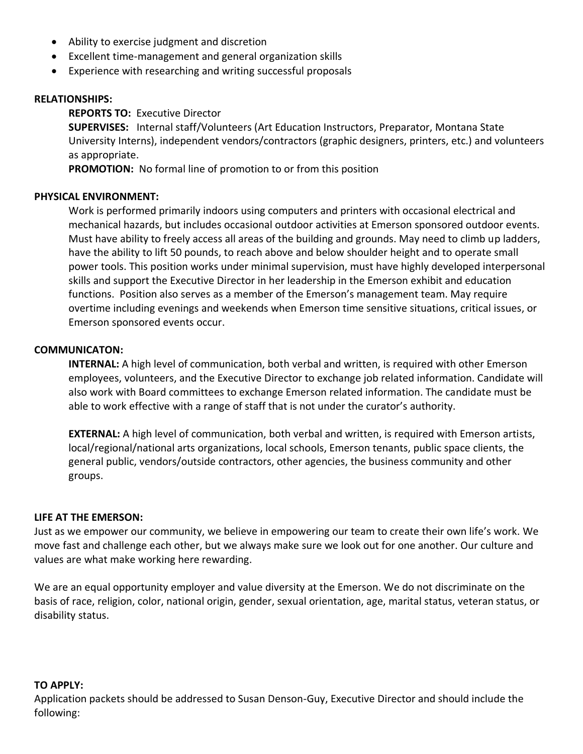- Ability to exercise judgment and discretion
- Excellent time-management and general organization skills
- Experience with researching and writing successful proposals

**RELATIONSHIPS:**

**REPORTS TO:** Executive Director
**SUPERVISES:** Internal staff/Volunteers (Art Education Instructors, Preparator, Montana State University Interns), independent vendors/contractors (graphic designers, printers, etc.) and volunteers as appropriate.
**PROMOTION:** No formal line of promotion to or from this position

**PHYSICAL ENVIRONMENT:**

Work is performed primarily indoors using computers and printers with occasional electrical and mechanical hazards, but includes occasional outdoor activities at Emerson sponsored outdoor events. Must have ability to freely access all areas of the building and grounds. May need to climb up ladders, have the ability to lift 50 pounds, to reach above and below shoulder height and to operate small power tools. This position works under minimal supervision, must have highly developed interpersonal skills and support the Executive Director in her leadership in the Emerson exhibit and education functions. Position also serves as a member of the Emerson's management team. May require overtime including evenings and weekends when Emerson time sensitive situations, critical issues, or Emerson sponsored events occur.

**COMMUNICATON:**

**INTERNAL:** A high level of communication, both verbal and written, is required with other Emerson employees, volunteers, and the Executive Director to exchange job related information. Candidate will also work with Board committees to exchange Emerson related information. The candidate must be able to work effective with a range of staff that is not under the curator's authority.

**EXTERNAL:** A high level of communication, both verbal and written, is required with Emerson artists, local/regional/national arts organizations, local schools, Emerson tenants, public space clients, the general public, vendors/outside contractors, other agencies, the business community and other groups.

**LIFE AT THE EMERSON:**

Just as we empower our community, we believe in empowering our team to create their own life's work. We move fast and challenge each other, but we always make sure we look out for one another. Our culture and values are what make working here rewarding.

We are an equal opportunity employer and value diversity at the Emerson. We do not discriminate on the basis of race, religion, color, national origin, gender, sexual orientation, age, marital status, veteran status, or disability status.

**TO APPLY:**

Application packets should be addressed to Susan Denson-Guy, Executive Director and should include the following: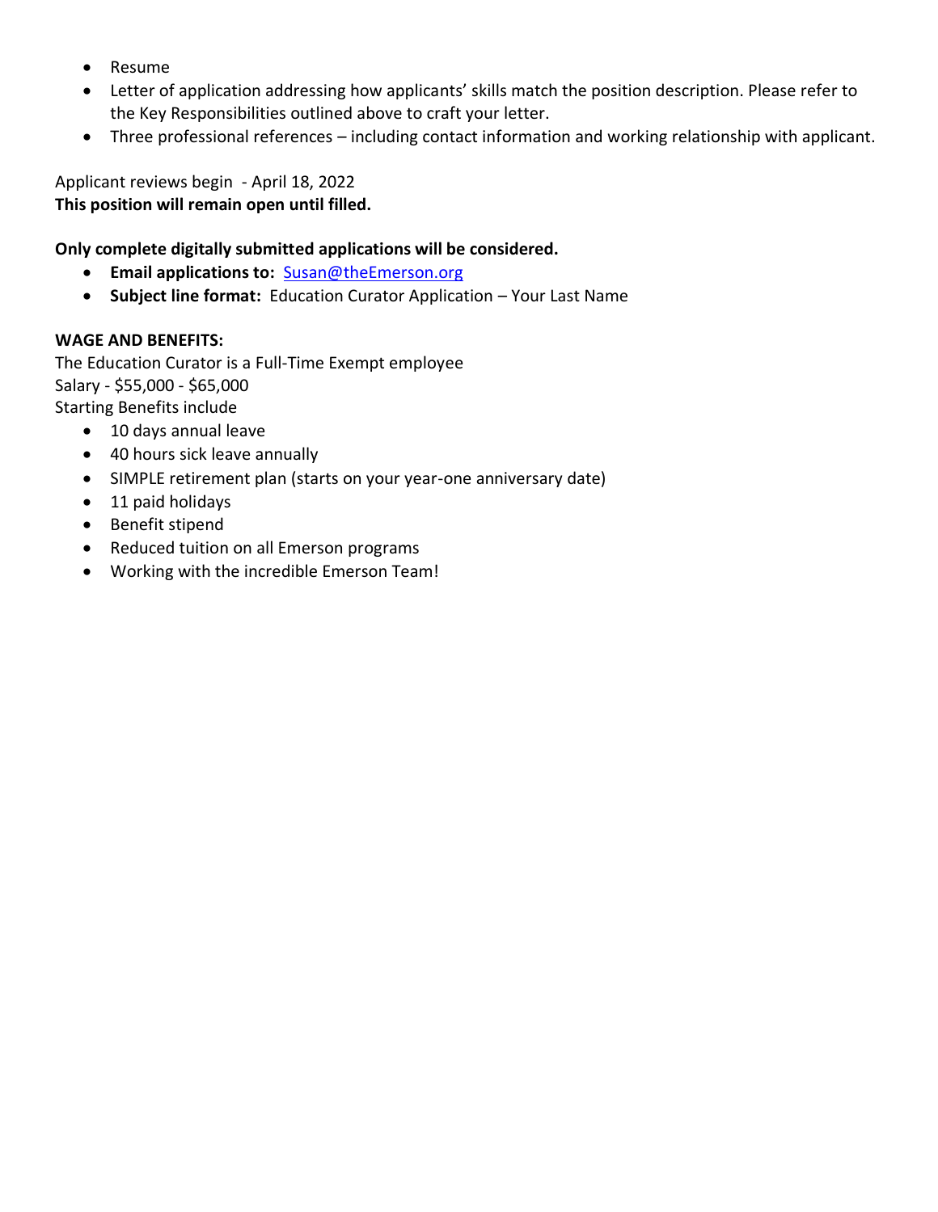- Resume
- Letter of application addressing how applicants' skills match the position description. Please refer to the Key Responsibilities outlined above to craft your letter.
- Three professional references – including contact information and working relationship with applicant.

Applicant reviews begin - April 18, 2022
**This position will remain open until filled.**

**Only complete digitally submitted applications will be considered.**

- **Email applications to:** Susan@theEmerson.org
- **Subject line format:** Education Curator Application – Your Last Name

**WAGE AND BENEFITS:**
The Education Curator is a Full-Time Exempt employee
Salary - $55,000 - $65,000
Starting Benefits include

- 10 days annual leave
- 40 hours sick leave annually
- SIMPLE retirement plan (starts on your year-one anniversary date)
- 11 paid holidays
- Benefit stipend
- Reduced tuition on all Emerson programs
- Working with the incredible Emerson Team!